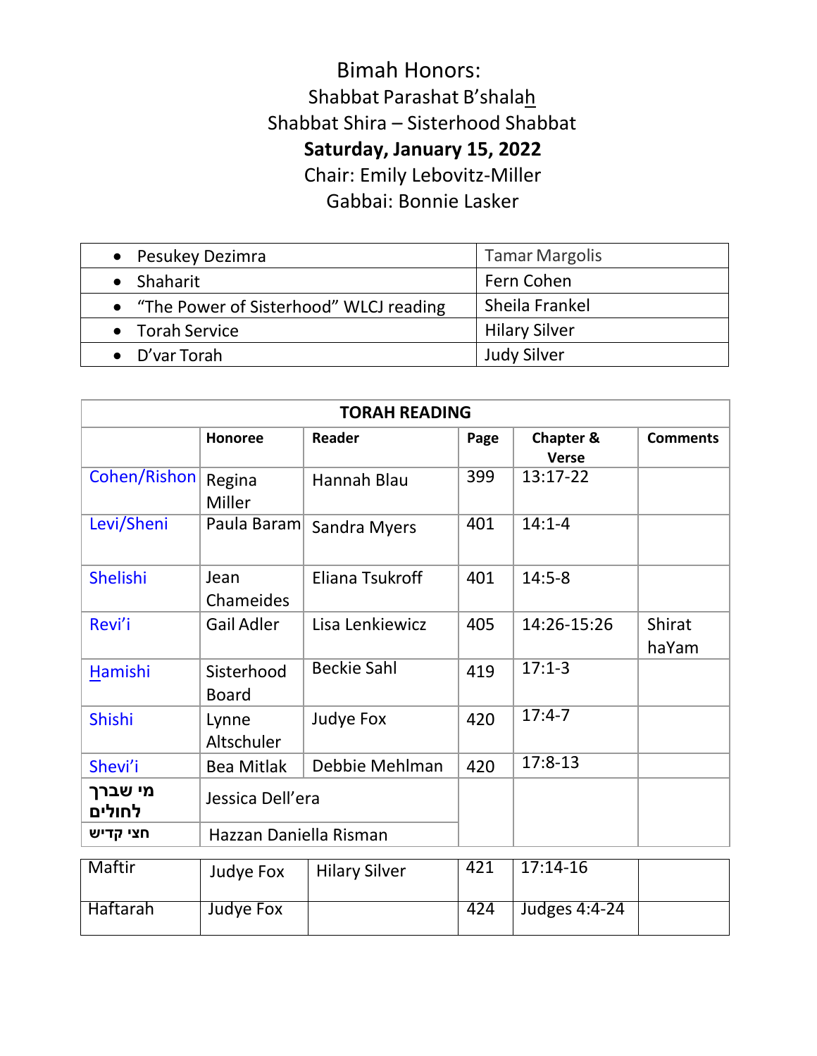# Bimah Honors:

Shabbat Parashat B'shalah

Shabbat Shira – Sisterhood Shabbat

**Saturday, January 15, 2022**

Chair: Emily Lebovitz-Miller

Gabbai: Bonnie Lasker

| | |
|---|---|
| • Pesukey Dezimra | Tamar Margolis |
| • Shaharit | Fern Cohen |
| • "The Power of Sisterhood" WLCJ reading | Sheila Frankel |
| • Torah Service | Hilary Silver |
| • D'var Torah | Judy Silver |

**TORAH READING**

| | Honoree | Reader | Page | Chapter & Verse | Comments |
|---|---|---|---|---|---|
| Cohen/Rishon | Regina Miller | Hannah Blau | 399 | 13:17-22 | |
| Levi/Sheni | Paula Baram | Sandra Myers | 401 | 14:1-4 | |
| Shelishi | Jean Chameides | Eliana Tsukroff | 401 | 14:5-8 | |
| Revi'i | Gail Adler | Lisa Lenkiewicz | 405 | 14:26-15:26 | Shirat haYam |
| Hamishi | Sisterhood Board | Beckie Sahl | 419 | 17:1-3 | |
| Shishi | Lynne Altschuler | Judye Fox | 420 | 17:4-7 | |
| Shevi'i | Bea Mitlak | Debbie Mehlman | 420 | 17:8-13 | |
| מי שברך לחולים | Jessica Dell'era | | | | |
| חצי קדיש | Hazzan Daniella Risman | | | | |
| Maftir | Judye Fox | Hilary Silver | 421 | 17:14-16 | |
| Haftarah | Judye Fox | | 424 | Judges 4:4-24 | |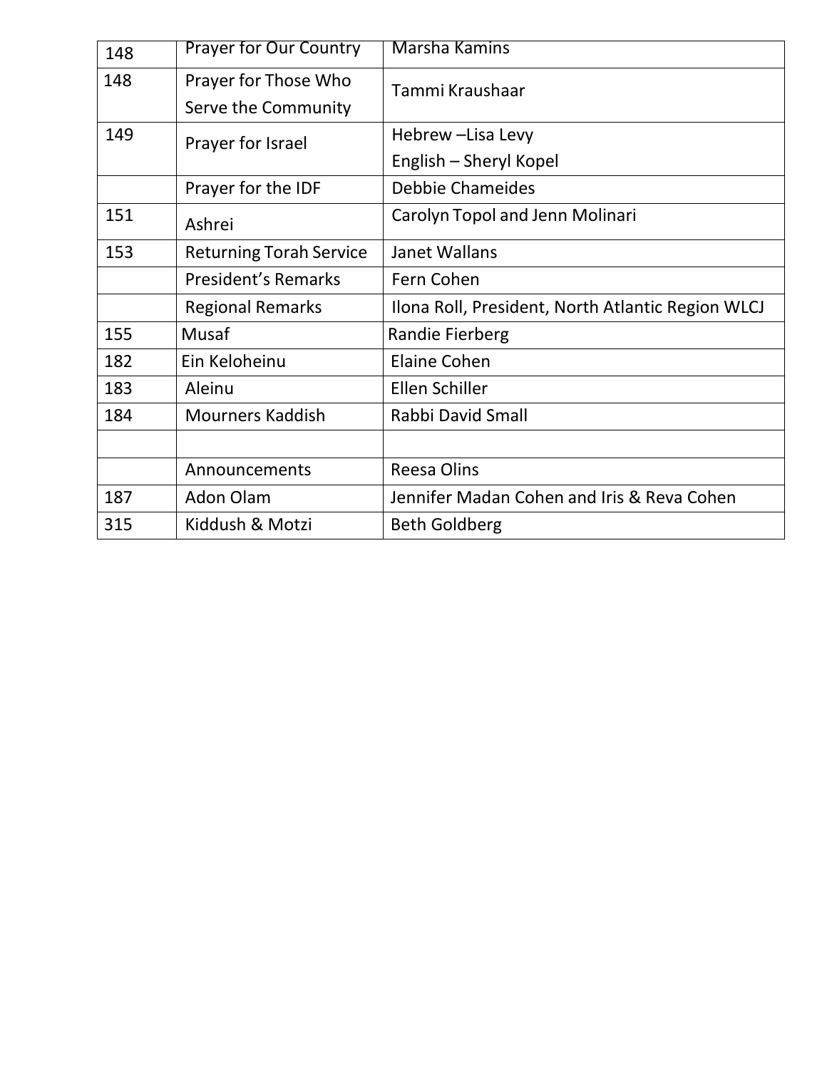| | | |
|---|---|---|
| 148 | Prayer for Our Country | Marsha Kamins |
| 148 | Prayer for Those Who Serve the Community | Tammi Kraushaar |
| 149 | Prayer for Israel | Hebrew –Lisa Levy<br>English – Sheryl Kopel |
| | Prayer for the IDF | Debbie Chameides |
| 151 | Ashrei | Carolyn Topol and Jenn Molinari |
| 153 | Returning Torah Service | Janet Wallans |
| | President's Remarks | Fern Cohen |
| | Regional Remarks | Ilona Roll, President, North Atlantic Region WLCJ |
| 155 | Musaf | Randie Fierberg |
| 182 | Ein Keloheinu | Elaine Cohen |
| 183 | Aleinu | Ellen Schiller |
| 184 | Mourners Kaddish | Rabbi David Small |
| | | |
| | Announcements | Reesa Olins |
| 187 | Adon Olam | Jennifer Madan Cohen and Iris & Reva Cohen |
| 315 | Kiddush & Motzi | Beth Goldberg |